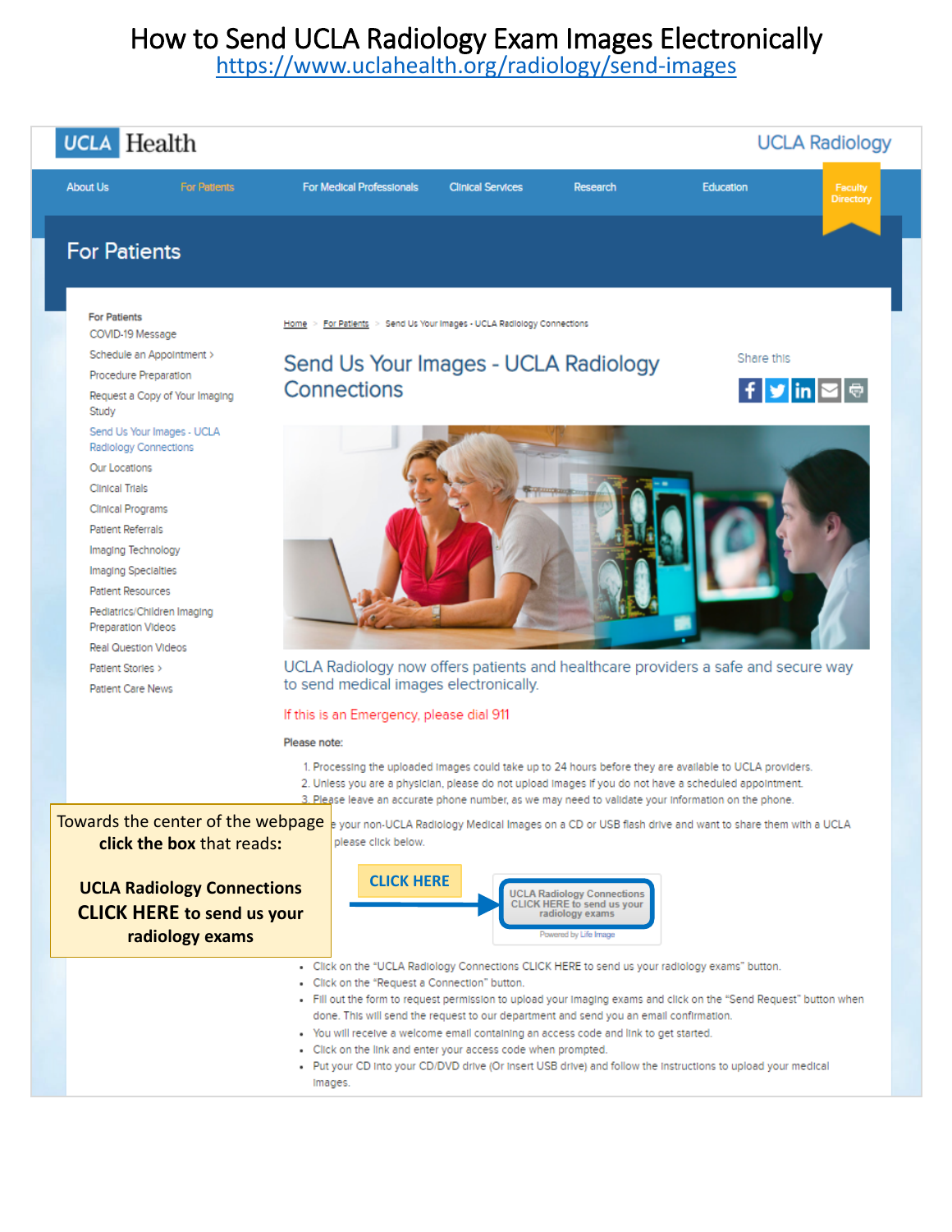# How to Send UCLA Radiology Exam Images Electronically

https://www.uclahealth.org/radiology/send-images

UCLA Health | UCLA Radiology

About Us | For Patients | For Medical Professionals | Clinical Services | Research | Education | Faculty Directory

## For Patients

**For Patients**

- COVID-19 Message
- Schedule an Appointment ›
- Procedure Preparation
- Request a Copy of Your Imaging Study
- Send Us Your Images - UCLA Radiology Connections
- Our Locations
- Clinical Trials
- Clinical Programs
- Patient Referrals
- Imaging Technology
- Imaging Specialties
- Patient Resources
- Pediatrics/Children Imaging Preparation Videos
- Real Question Videos
- Patient Stories ›
- Patient Care News

Home > For Patients > Send Us Your Images - UCLA Radiology Connections

### Send Us Your Images - UCLA Radiology Connections

Share this

UCLA Radiology now offers patients and healthcare providers a safe and secure way to send medical images electronically.

If this is an Emergency, please dial 911

**Please note:**

1. Processing the uploaded images could take up to 24 hours before they are available to UCLA providers.
2. Unless you are a physician, please do not upload images if you do not have a scheduled appointment.
3. Please leave an accurate phone number, as we may need to validate your information on the phone.

...e your non-UCLA Radiology Medical Images on a CD or USB flash drive and want to share them with a UCLA ... please click below.

Towards the center of the webpage **click the box** that reads:

**UCLA Radiology Connections CLICK HERE to send us your radiology exams**

**CLICK HERE** → UCLA Radiology Connections CLICK HERE to send us your radiology exams

Powered by Life Image

- Click on the "UCLA Radiology Connections CLICK HERE to send us your radiology exams" button.
- Click on the "Request a Connection" button.
- Fill out the form to request permission to upload your imaging exams and click on the "Send Request" button when done. This will send the request to our department and send you an email confirmation.
- You will receive a welcome email containing an access code and link to get started.
- Click on the link and enter your access code when prompted.
- Put your CD into your CD/DVD drive (Or insert USB drive) and follow the instructions to upload your medical images.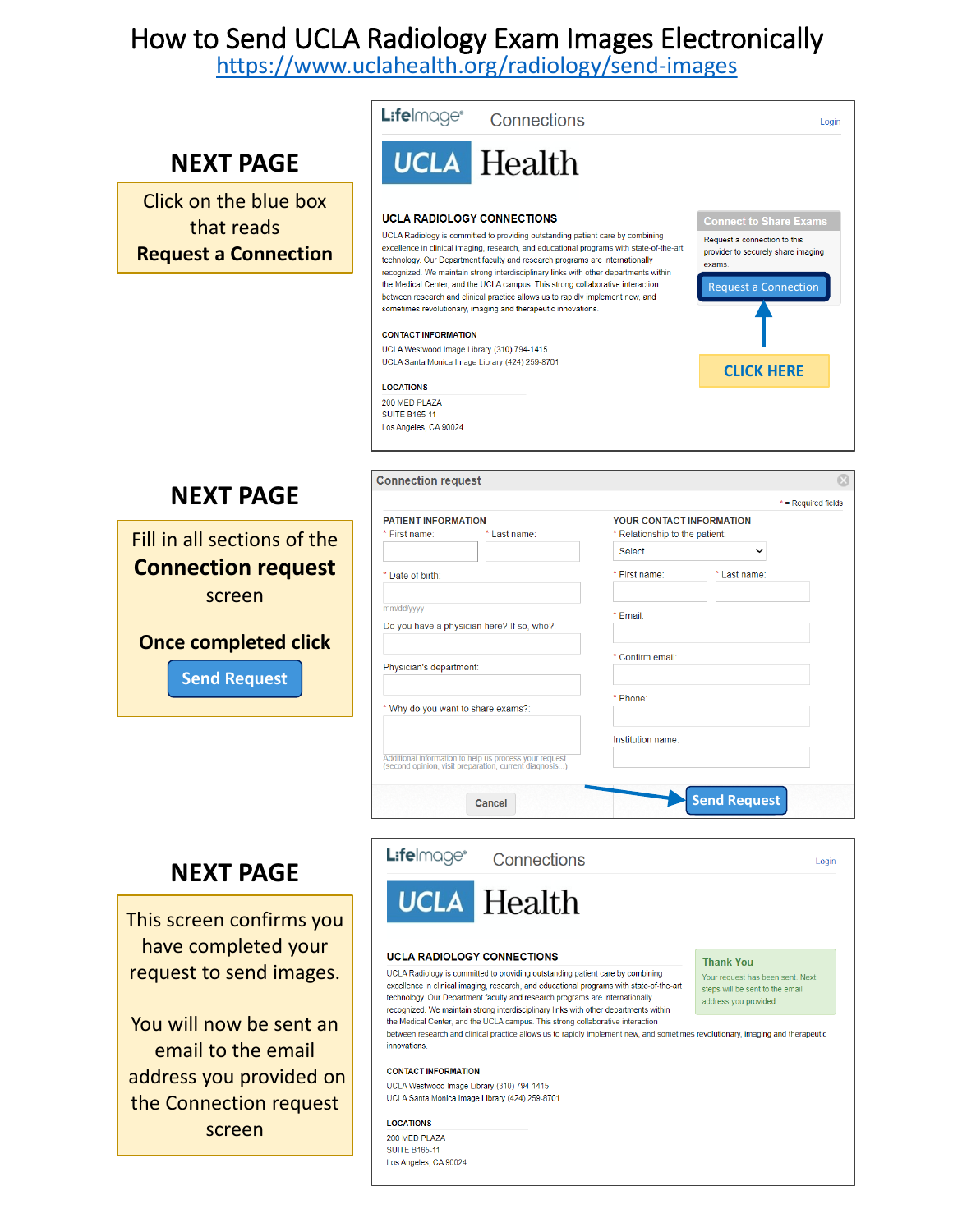# How to Send UCLA Radiology Exam Images Electronically

https://www.uclahealth.org/radiology/send-images

## NEXT PAGE

Click on the blue box that reads **Request a Connection**

Lifeimage® Connections — Login

UCLA Health

**UCLA RADIOLOGY CONNECTIONS**

UCLA Radiology is committed to providing outstanding patient care by combining excellence in clinical imaging, research, and educational programs with state-of-the-art technology. Our Department faculty and research programs are internationally recognized. We maintain strong interdisciplinary links with other departments within the Medical Center, and the UCLA campus. This strong collaborative interaction between research and clinical practice allows us to rapidly implement new, and sometimes revolutionary, imaging and therapeutic innovations.

**CONTACT INFORMATION**

UCLA Westwood Image Library (310) 794-1415
UCLA Santa Monica Image Library (424) 259-8701

**LOCATIONS**

200 MED PLAZA
SUITE B165-11
Los Angeles, CA 90024

**Connect to Share Exams**

Request a connection to this provider to securely share imaging exams.

Request a Connection

CLICK HERE

## NEXT PAGE

Fill in all sections of the **Connection request** screen

**Once completed click**

**Send Request**

**Connection request**

\* = Required fields

**PATIENT INFORMATION**

- \* First name:
- \* Last name:
- \* Date of birth: (mm/dd/yyyy)
- Do you have a physician here? If so, who?
- Physician's department:
- \* Why do you want to share exams? (Additional information to help us process your request (second opinion, visit preparation, current diagnosis...))

**YOUR CONTACT INFORMATION**

- \* Relationship to the patient: Select
- \* First name:
- \* Last name:
- \* Email:
- \* Confirm email:
- \* Phone:
- Institution name:

Cancel | Send Request

## NEXT PAGE

This screen confirms you have completed your request to send images.

You will now be sent an email to the email address you provided on the Connection request screen

Lifeimage® Connections — Login

UCLA Health

**UCLA RADIOLOGY CONNECTIONS**

UCLA Radiology is committed to providing outstanding patient care by combining excellence in clinical imaging, research, and educational programs with state-of-the-art technology. Our Department faculty and research programs are internationally recognized. We maintain strong interdisciplinary links with other departments within the Medical Center, and the UCLA campus. This strong collaborative interaction between research and clinical practice allows us to rapidly implement new, and sometimes revolutionary, imaging and therapeutic innovations.

**Thank You**

Your request has been sent. Next steps will be sent to the email address you provided.

**CONTACT INFORMATION**

UCLA Westwood Image Library (310) 794-1415
UCLA Santa Monica Image Library (424) 259-8701

**LOCATIONS**

200 MED PLAZA
SUITE B165-11
Los Angeles, CA 90024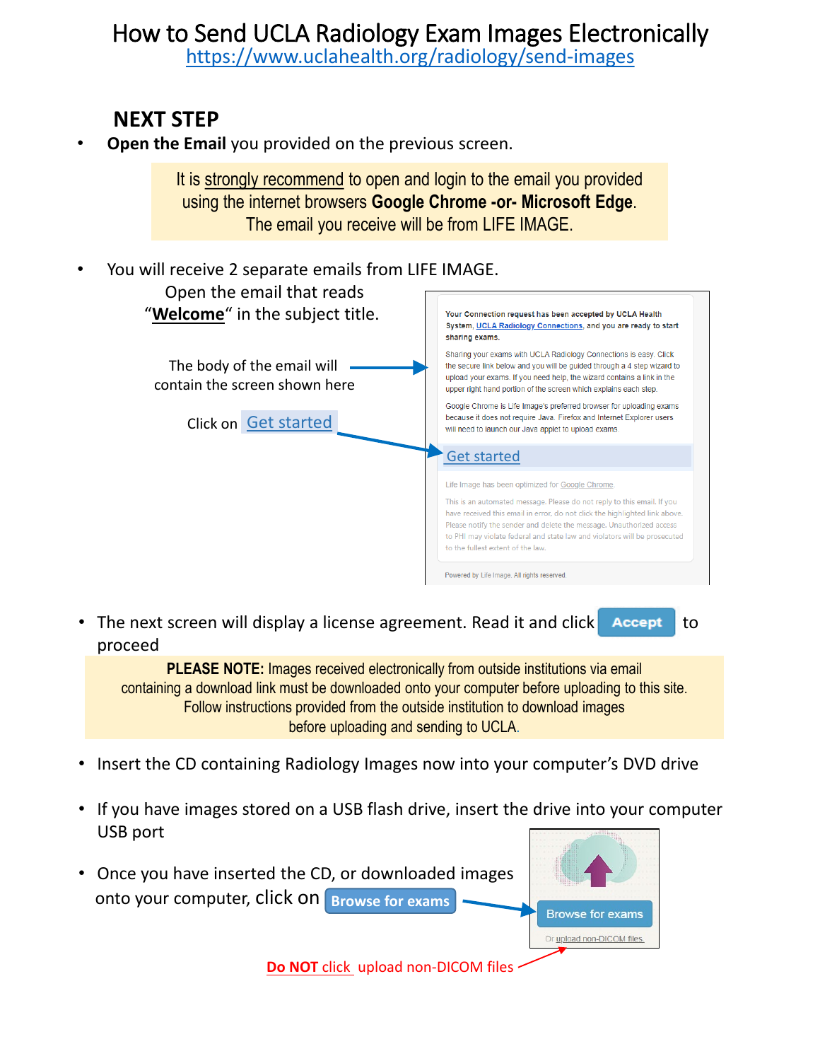# How to Send UCLA Radiology Exam Images Electronically

https://www.uclahealth.org/radiology/send-images

## NEXT STEP

- **Open the Email** you provided on the previous screen.

> It is strongly recommend to open and login to the email you provided using the internet browsers **Google Chrome -or- Microsoft Edge**. The email you receive will be from LIFE IMAGE.

- You will receive 2 separate emails from LIFE IMAGE.

  Open the email that reads "**Welcome**" in the subject title.

  The body of the email will contain the screen shown here

  Click on Get started

> Your Connection request has been accepted by UCLA Health System, UCLA Radiology Connections, and you are ready to start sharing exams.
>
> Sharing your exams with UCLA Radiology Connections is easy. Click the secure link below and you will be guided through a 4 step wizard to upload your exams. If you need help, the wizard contains a link in the upper right hand portion of the screen which explains each step.
>
> Google Chrome is Life Image's preferred browser for uploading exams because it does not require Java. Firefox and Internet Explorer users will need to launch our Java applet to upload exams.
>
> Get started
>
> Life Image has been optimized for Google Chrome.
>
> This is an automated message. Please do not reply to this email. If you have received this email in error, do not click the highlighted link above. Please notify the sender and delete the message. Unauthorized access to PHI may violate federal and state law and violators will be prosecuted to the fullest extent of the law.
>
> Powered by Life Image. All rights reserved.

- The next screen will display a license agreement. Read it and click **Accept** to proceed

> **PLEASE NOTE:** Images received electronically from outside institutions via email containing a download link must be downloaded onto your computer before uploading to this site. Follow instructions provided from the outside institution to download images before uploading and sending to UCLA.

- Insert the CD containing Radiology Images now into your computer's DVD drive
- If you have images stored on a USB flash drive, insert the drive into your computer USB port
- Once you have inserted the CD, or downloaded images onto your computer, click on **Browse for exams**

> Browse for exams
>
> Or upload non-DICOM files

**Do NOT click** upload non-DICOM files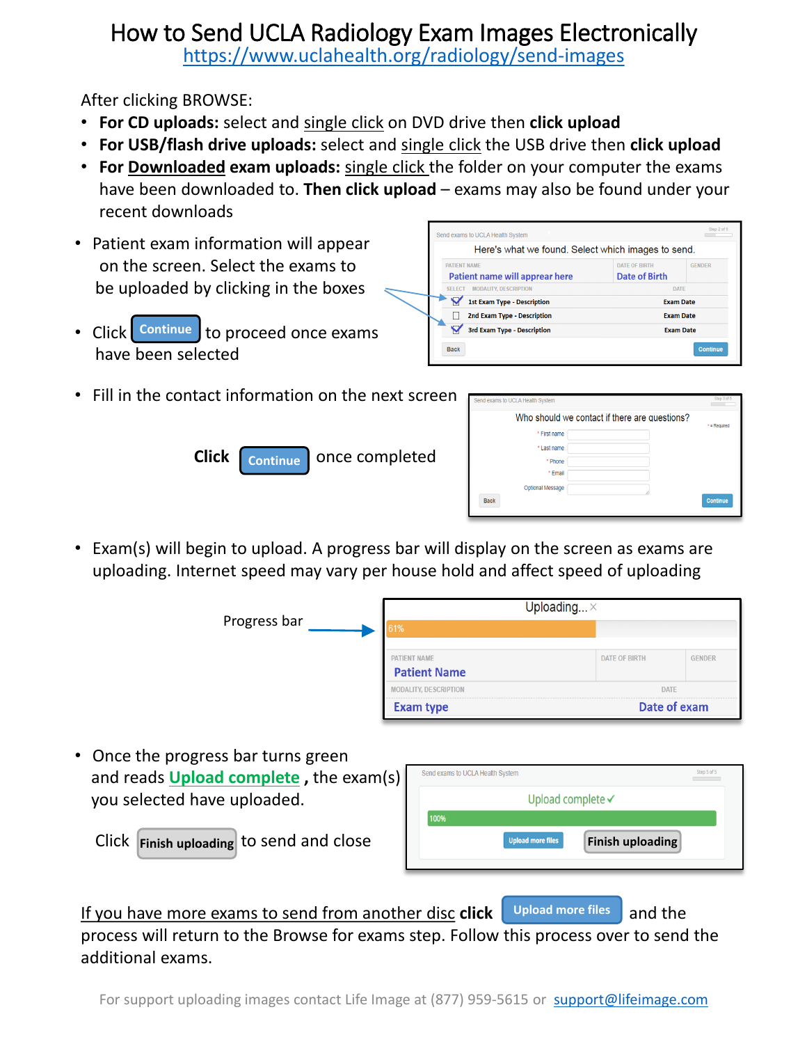# How to Send UCLA Radiology Exam Images Electronically

https://www.uclahealth.org/radiology/send-images

After clicking BROWSE:

- **For CD uploads:** select and single click on DVD drive then **click upload**
- **For USB/flash drive uploads:** select and single click the USB drive then **click upload**
- **For Downloaded exam uploads:** single click the folder on your computer the exams have been downloaded to. **Then click upload** – exams may also be found under your recent downloads

- Patient exam information will appear on the screen. Select the exams to be uploaded by clicking in the boxes
- Click **Continue** to proceed once exams have been selected

- Fill in the contact information on the next screen

**Click** **Continue** once completed

- Exam(s) will begin to upload. A progress bar will display on the screen as exams are uploading. Internet speed may vary per house hold and affect speed of uploading

Progress bar

- Once the progress bar turns green and reads **Upload complete**, the exam(s) you selected have uploaded.

Click **Finish uploading** to send and close

If you have more exams to send from another disc **click** **Upload more files** and the process will return to the Browse for exams step. Follow this process over to send the additional exams.

For support uploading images contact Life Image at (877) 959-5615 or support@lifeimage.com